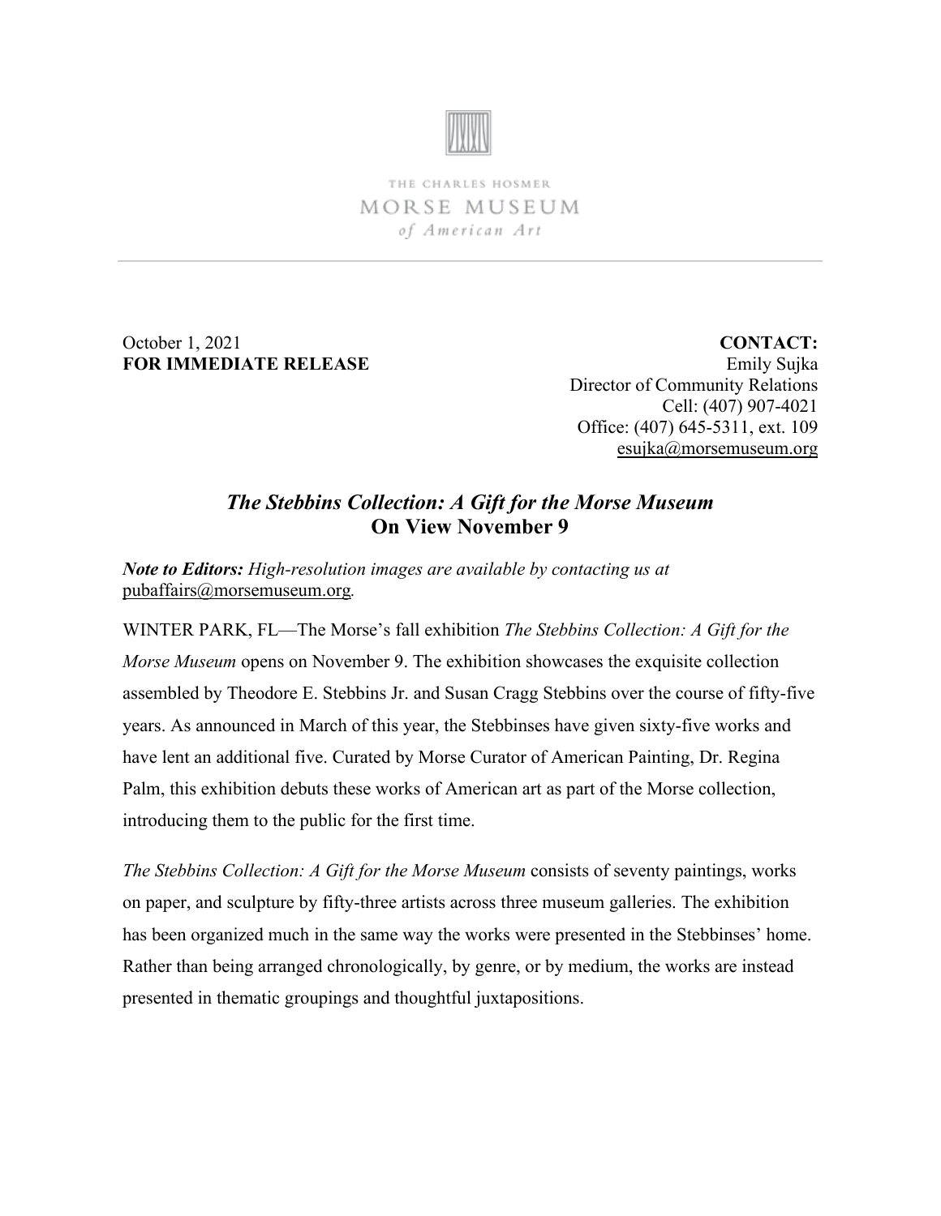THE CHARLES HOSMER
MORSE MUSEUM
*of American Art*

October 1, 2021
**FOR IMMEDIATE RELEASE**

**CONTACT:**
Emily Sujka
Director of Community Relations
Cell: (407) 907-4021
Office: (407) 645-5311, ext. 109
esujka@morsemuseum.org

# *The Stebbins Collection: A Gift for the Morse Museum*
## On View November 9

***Note to Editors:*** *High-resolution images are available by contacting us at* pubaffairs@morsemuseum.org*.*

WINTER PARK, FL—The Morse's fall exhibition *The Stebbins Collection: A Gift for the Morse Museum* opens on November 9. The exhibition showcases the exquisite collection assembled by Theodore E. Stebbins Jr. and Susan Cragg Stebbins over the course of fifty-five years. As announced in March of this year, the Stebbinses have given sixty-five works and have lent an additional five. Curated by Morse Curator of American Painting, Dr. Regina Palm, this exhibition debuts these works of American art as part of the Morse collection, introducing them to the public for the first time.

*The Stebbins Collection: A Gift for the Morse Museum* consists of seventy paintings, works on paper, and sculpture by fifty-three artists across three museum galleries. The exhibition has been organized much in the same way the works were presented in the Stebbinses' home. Rather than being arranged chronologically, by genre, or by medium, the works are instead presented in thematic groupings and thoughtful juxtapositions.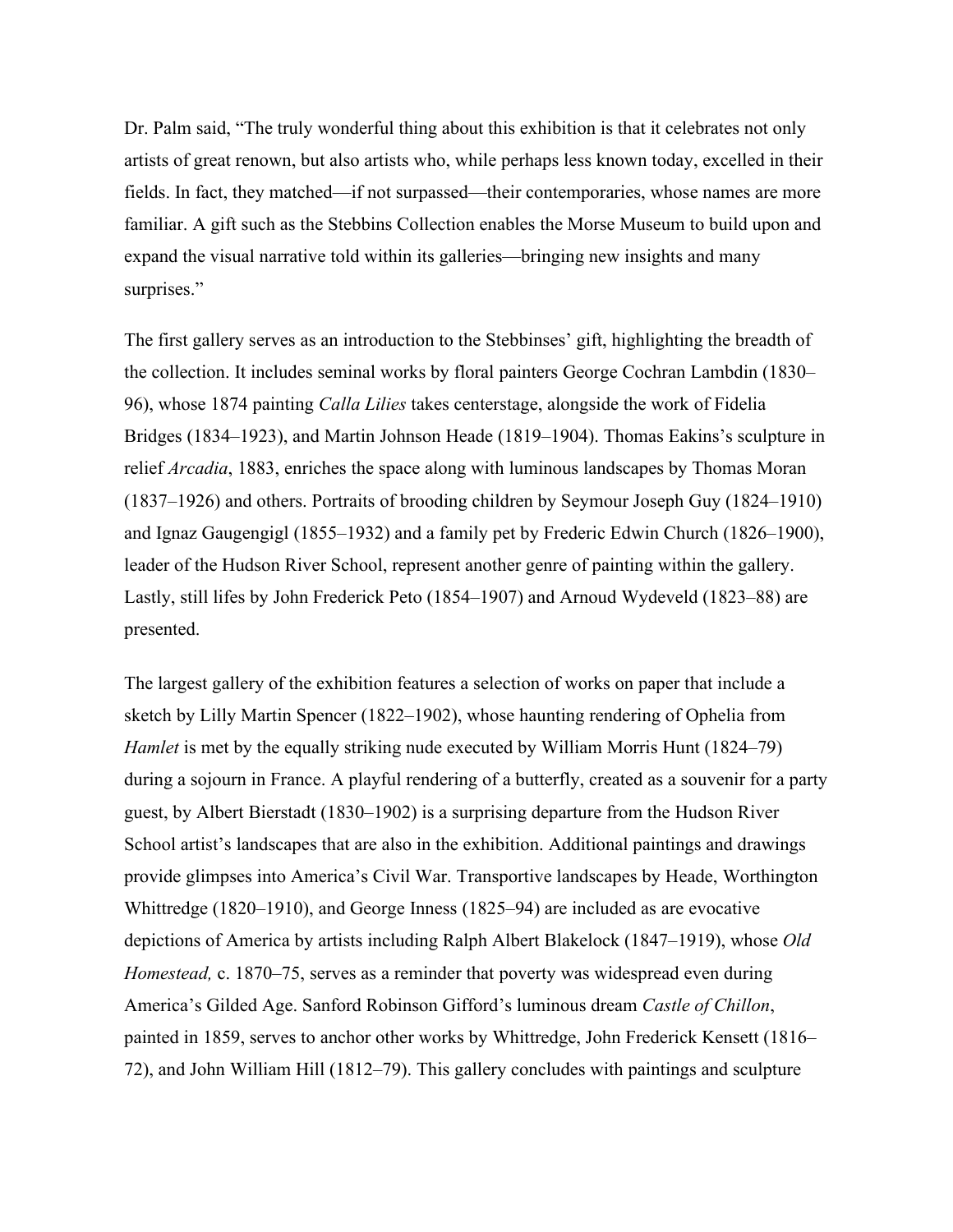Dr. Palm said, "The truly wonderful thing about this exhibition is that it celebrates not only artists of great renown, but also artists who, while perhaps less known today, excelled in their fields. In fact, they matched—if not surpassed—their contemporaries, whose names are more familiar. A gift such as the Stebbins Collection enables the Morse Museum to build upon and expand the visual narrative told within its galleries—bringing new insights and many surprises."

The first gallery serves as an introduction to the Stebbinses' gift, highlighting the breadth of the collection. It includes seminal works by floral painters George Cochran Lambdin (1830–96), whose 1874 painting *Calla Lilies* takes centerstage, alongside the work of Fidelia Bridges (1834–1923), and Martin Johnson Heade (1819–1904). Thomas Eakins's sculpture in relief *Arcadia*, 1883, enriches the space along with luminous landscapes by Thomas Moran (1837–1926) and others. Portraits of brooding children by Seymour Joseph Guy (1824–1910) and Ignaz Gaugengigl (1855–1932) and a family pet by Frederic Edwin Church (1826–1900), leader of the Hudson River School, represent another genre of painting within the gallery. Lastly, still lifes by John Frederick Peto (1854–1907) and Arnoud Wydeveld (1823–88) are presented.

The largest gallery of the exhibition features a selection of works on paper that include a sketch by Lilly Martin Spencer (1822–1902), whose haunting rendering of Ophelia from *Hamlet* is met by the equally striking nude executed by William Morris Hunt (1824–79) during a sojourn in France. A playful rendering of a butterfly, created as a souvenir for a party guest, by Albert Bierstadt (1830–1902) is a surprising departure from the Hudson River School artist's landscapes that are also in the exhibition. Additional paintings and drawings provide glimpses into America's Civil War. Transportive landscapes by Heade, Worthington Whittredge (1820–1910), and George Inness (1825–94) are included as are evocative depictions of America by artists including Ralph Albert Blakelock (1847–1919), whose *Old Homestead,* c. 1870–75, serves as a reminder that poverty was widespread even during America's Gilded Age. Sanford Robinson Gifford's luminous dream *Castle of Chillon*, painted in 1859, serves to anchor other works by Whittredge, John Frederick Kensett (1816–72), and John William Hill (1812–79). This gallery concludes with paintings and sculpture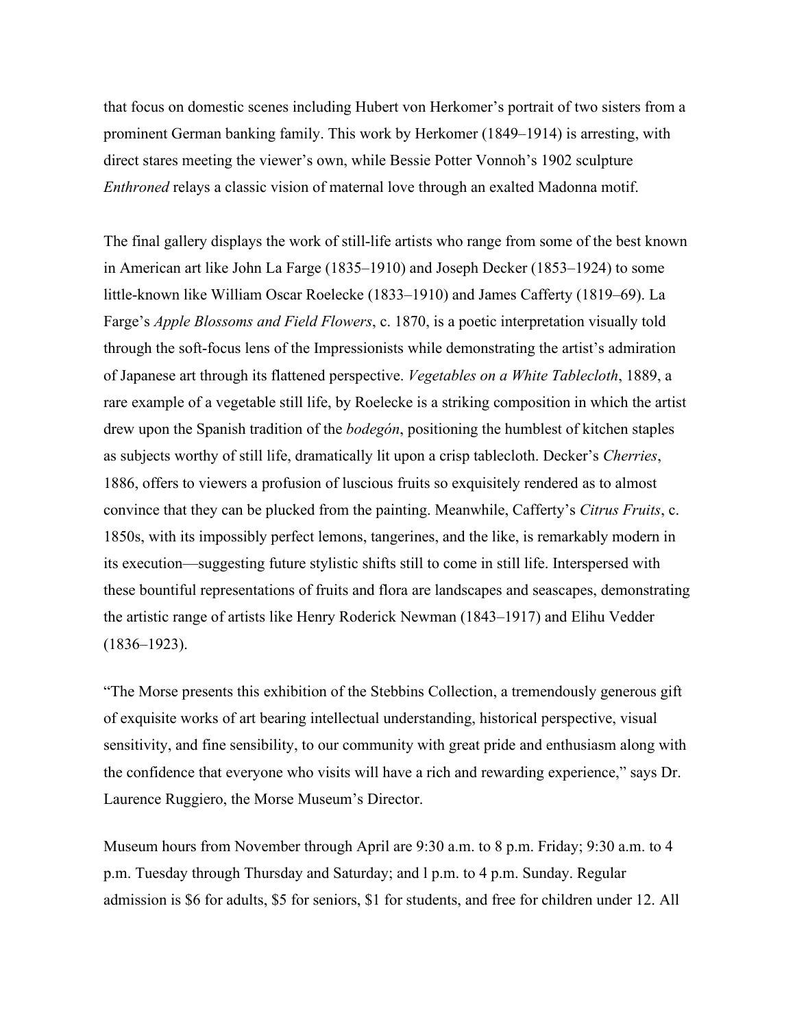that focus on domestic scenes including Hubert von Herkomer's portrait of two sisters from a prominent German banking family. This work by Herkomer (1849–1914) is arresting, with direct stares meeting the viewer's own, while Bessie Potter Vonnoh's 1902 sculpture *Enthroned* relays a classic vision of maternal love through an exalted Madonna motif.

The final gallery displays the work of still-life artists who range from some of the best known in American art like John La Farge (1835–1910) and Joseph Decker (1853–1924) to some little-known like William Oscar Roelecke (1833–1910) and James Cafferty (1819–69). La Farge's *Apple Blossoms and Field Flowers*, c. 1870, is a poetic interpretation visually told through the soft-focus lens of the Impressionists while demonstrating the artist's admiration of Japanese art through its flattened perspective. *Vegetables on a White Tablecloth*, 1889, a rare example of a vegetable still life, by Roelecke is a striking composition in which the artist drew upon the Spanish tradition of the *bodegón*, positioning the humblest of kitchen staples as subjects worthy of still life, dramatically lit upon a crisp tablecloth. Decker's *Cherries*, 1886, offers to viewers a profusion of luscious fruits so exquisitely rendered as to almost convince that they can be plucked from the painting. Meanwhile, Cafferty's *Citrus Fruits*, c. 1850s, with its impossibly perfect lemons, tangerines, and the like, is remarkably modern in its execution—suggesting future stylistic shifts still to come in still life. Interspersed with these bountiful representations of fruits and flora are landscapes and seascapes, demonstrating the artistic range of artists like Henry Roderick Newman (1843–1917) and Elihu Vedder (1836–1923).

"The Morse presents this exhibition of the Stebbins Collection, a tremendously generous gift of exquisite works of art bearing intellectual understanding, historical perspective, visual sensitivity, and fine sensibility, to our community with great pride and enthusiasm along with the confidence that everyone who visits will have a rich and rewarding experience," says Dr. Laurence Ruggiero, the Morse Museum's Director.

Museum hours from November through April are 9:30 a.m. to 8 p.m. Friday; 9:30 a.m. to 4 p.m. Tuesday through Thursday and Saturday; and l p.m. to 4 p.m. Sunday. Regular admission is $6 for adults, $5 for seniors, $1 for students, and free for children under 12. All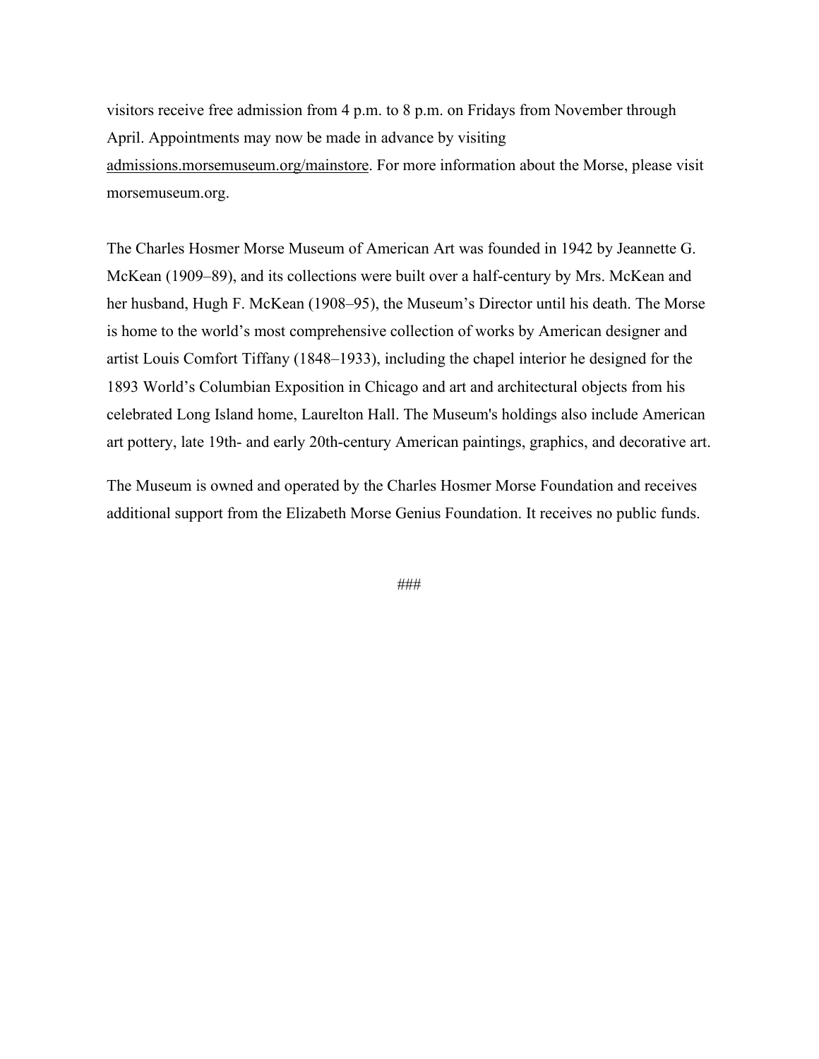visitors receive free admission from 4 p.m. to 8 p.m. on Fridays from November through April. Appointments may now be made in advance by visiting admissions.morsemuseum.org/mainstore. For more information about the Morse, please visit morsemuseum.org.

The Charles Hosmer Morse Museum of American Art was founded in 1942 by Jeannette G. McKean (1909–89), and its collections were built over a half-century by Mrs. McKean and her husband, Hugh F. McKean (1908–95), the Museum's Director until his death. The Morse is home to the world's most comprehensive collection of works by American designer and artist Louis Comfort Tiffany (1848–1933), including the chapel interior he designed for the 1893 World's Columbian Exposition in Chicago and art and architectural objects from his celebrated Long Island home, Laurelton Hall. The Museum's holdings also include American art pottery, late 19th- and early 20th-century American paintings, graphics, and decorative art.

The Museum is owned and operated by the Charles Hosmer Morse Foundation and receives additional support from the Elizabeth Morse Genius Foundation. It receives no public funds.

###